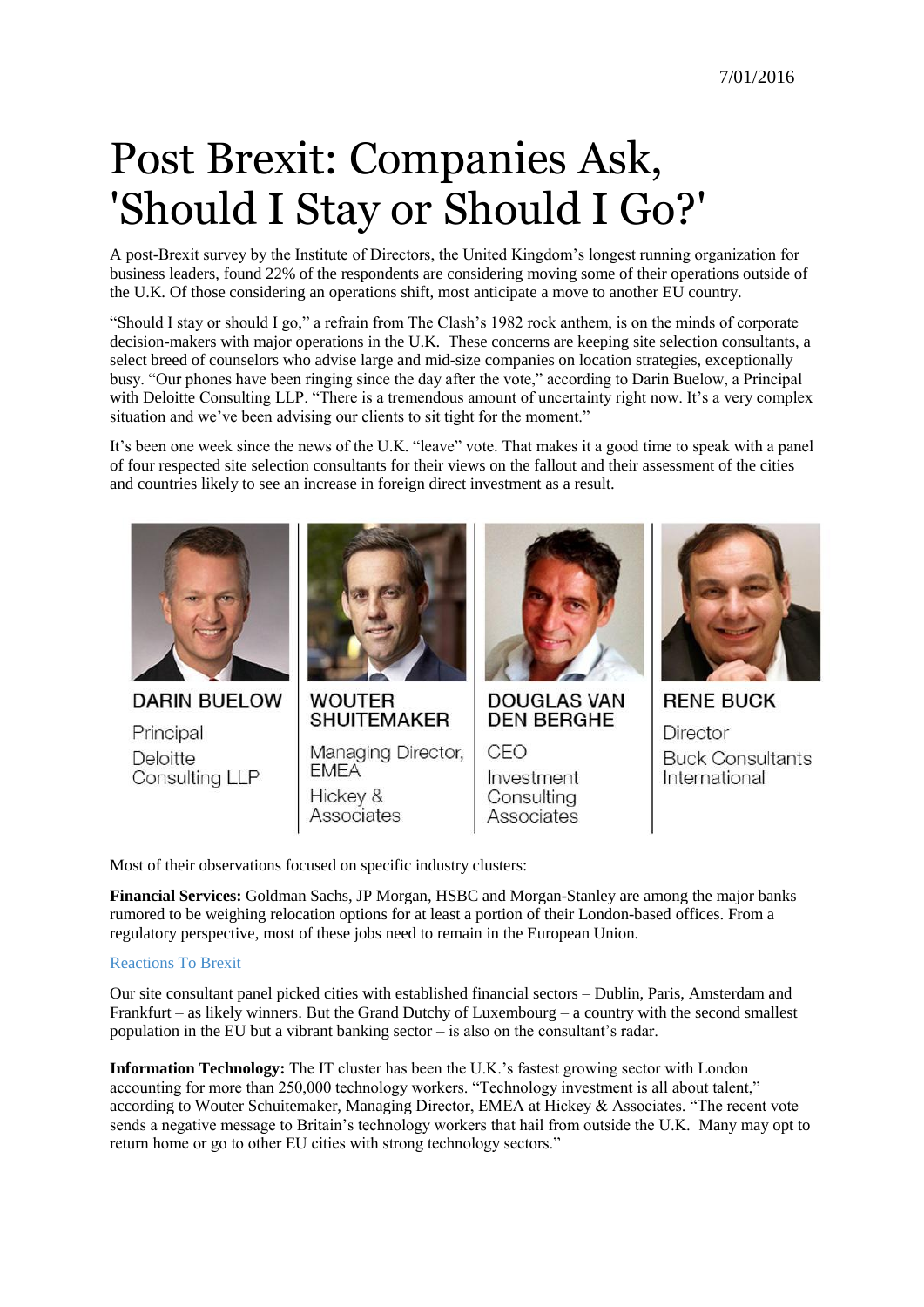7/01/2016

# Post Brexit: Companies Ask, 'Should I Stay or Should I Go?'

A post-Brexit survey by the Institute of Directors, the United Kingdom's longest running organization for business leaders, found 22% of the respondents are considering moving some of their operations outside of the U.K. Of those considering an operations shift, most anticipate a move to another EU country.

"Should I stay or should I go," a refrain from The Clash's 1982 rock anthem, is on the minds of corporate decision-makers with major operations in the U.K. These concerns are keeping site selection consultants, a select breed of counselors who advise large and mid-size companies on location strategies, exceptionally busy. "Our phones have been ringing since the day after the vote," according to Darin Buelow, a Principal with Deloitte Consulting LLP. "There is a tremendous amount of uncertainty right now. It's a very complex situation and we've been advising our clients to sit tight for the moment."

It's been one week since the news of the U.K. "leave" vote. That makes it a good time to speak with a panel of four respected site selection consultants for their views on the fallout and their assessment of the cities and countries likely to see an increase in foreign direct investment as a result.

**DARIN BUELOW**
Principal
Deloitte Consulting LLP

**WOUTER SHUITEMAKER**
Managing Director, EMEA
Hickey & Associates

**DOUGLAS VAN DEN BERGHE**
CEO
Investment Consulting Associates

**RENE BUCK**
Director
Buck Consultants International

Most of their observations focused on specific industry clusters:

**Financial Services:** Goldman Sachs, JP Morgan, HSBC and Morgan-Stanley are among the major banks rumored to be weighing relocation options for at least a portion of their London-based offices. From a regulatory perspective, most of these jobs need to remain in the European Union.

Reactions To Brexit

Our site consultant panel picked cities with established financial sectors – Dublin, Paris, Amsterdam and Frankfurt – as likely winners. But the Grand Dutchy of Luxembourg – a country with the second smallest population in the EU but a vibrant banking sector – is also on the consultant's radar.

**Information Technology:** The IT cluster has been the U.K.'s fastest growing sector with London accounting for more than 250,000 technology workers. "Technology investment is all about talent," according to Wouter Schuitemaker, Managing Director, EMEA at Hickey & Associates. "The recent vote sends a negative message to Britain's technology workers that hail from outside the U.K. Many may opt to return home or go to other EU cities with strong technology sectors."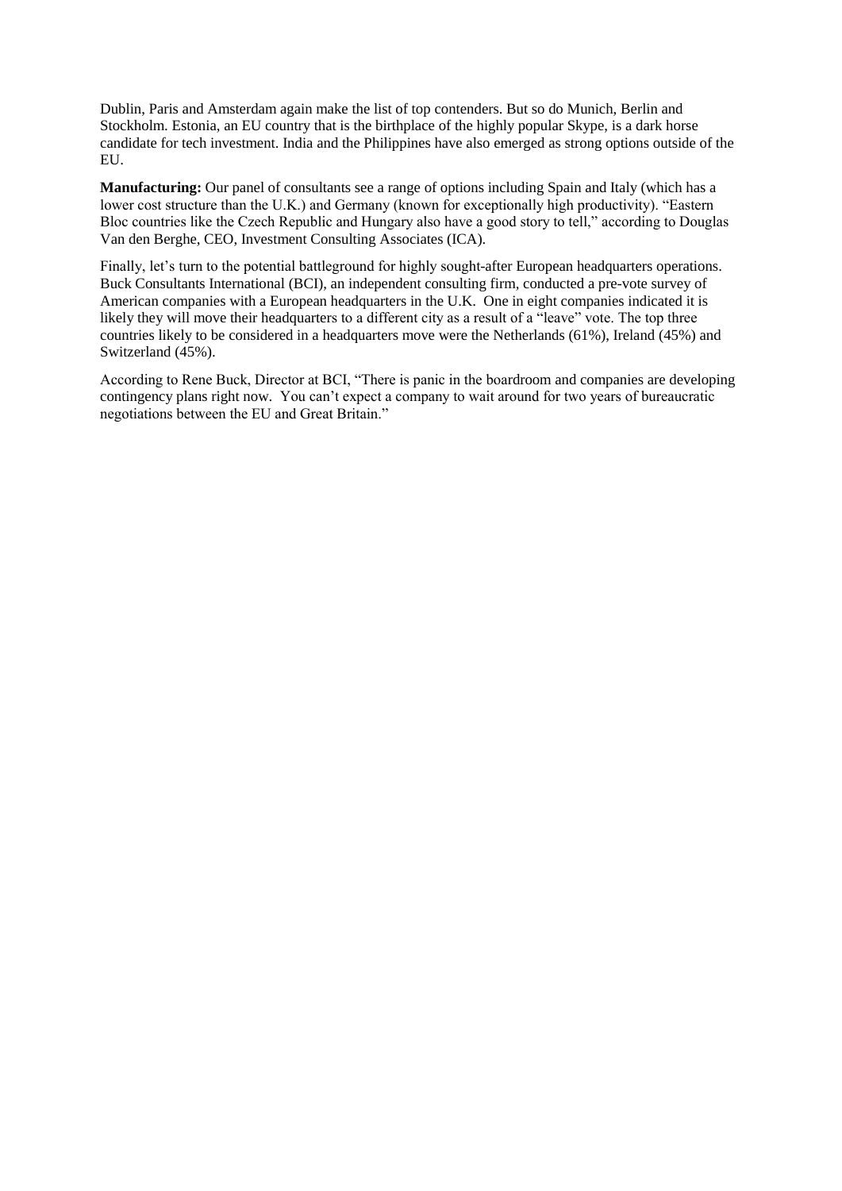Dublin, Paris and Amsterdam again make the list of top contenders. But so do Munich, Berlin and Stockholm. Estonia, an EU country that is the birthplace of the highly popular Skype, is a dark horse candidate for tech investment. India and the Philippines have also emerged as strong options outside of the EU.

**Manufacturing:** Our panel of consultants see a range of options including Spain and Italy (which has a lower cost structure than the U.K.) and Germany (known for exceptionally high productivity). "Eastern Bloc countries like the Czech Republic and Hungary also have a good story to tell," according to Douglas Van den Berghe, CEO, Investment Consulting Associates (ICA).

Finally, let's turn to the potential battleground for highly sought-after European headquarters operations. Buck Consultants International (BCI), an independent consulting firm, conducted a pre-vote survey of American companies with a European headquarters in the U.K. One in eight companies indicated it is likely they will move their headquarters to a different city as a result of a "leave" vote. The top three countries likely to be considered in a headquarters move were the Netherlands (61%), Ireland (45%) and Switzerland (45%).

According to Rene Buck, Director at BCI, "There is panic in the boardroom and companies are developing contingency plans right now. You can't expect a company to wait around for two years of bureaucratic negotiations between the EU and Great Britain."